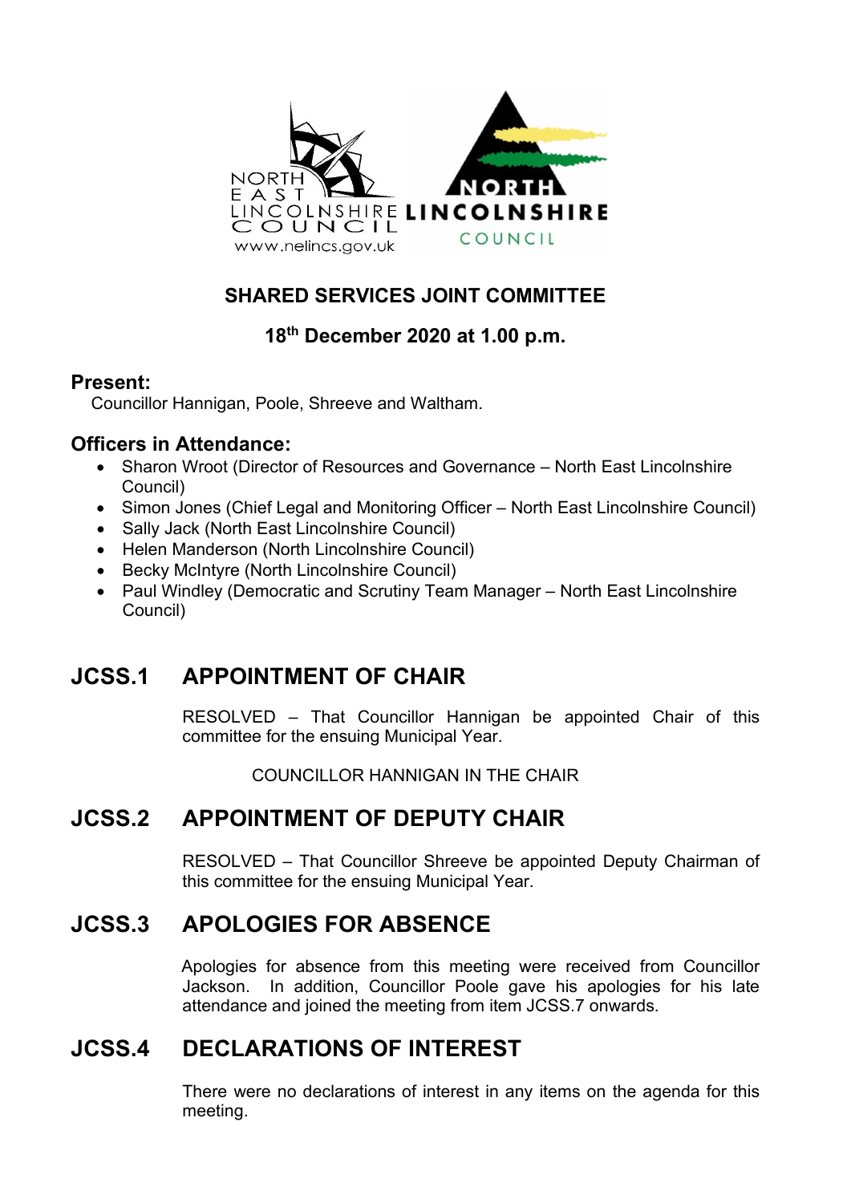# SHARED SERVICES JOINT COMMITTEE

## 18th December 2020 at 1.00 p.m.

### Present:

Councillor Hannigan, Poole, Shreeve and Waltham.

### Officers in Attendance:

- Sharon Wroot (Director of Resources and Governance – North East Lincolnshire Council)
- Simon Jones (Chief Legal and Monitoring Officer – North East Lincolnshire Council)
- Sally Jack (North East Lincolnshire Council)
- Helen Manderson (North Lincolnshire Council)
- Becky McIntyre (North Lincolnshire Council)
- Paul Windley (Democratic and Scrutiny Team Manager – North East Lincolnshire Council)

## JCSS.1 APPOINTMENT OF CHAIR

RESOLVED – That Councillor Hannigan be appointed Chair of this committee for the ensuing Municipal Year.

COUNCILLOR HANNIGAN IN THE CHAIR

## JCSS.2 APPOINTMENT OF DEPUTY CHAIR

RESOLVED – That Councillor Shreeve be appointed Deputy Chairman of this committee for the ensuing Municipal Year.

## JCSS.3 APOLOGIES FOR ABSENCE

Apologies for absence from this meeting were received from Councillor Jackson. In addition, Councillor Poole gave his apologies for his late attendance and joined the meeting from item JCSS.7 onwards.

## JCSS.4 DECLARATIONS OF INTEREST

There were no declarations of interest in any items on the agenda for this meeting.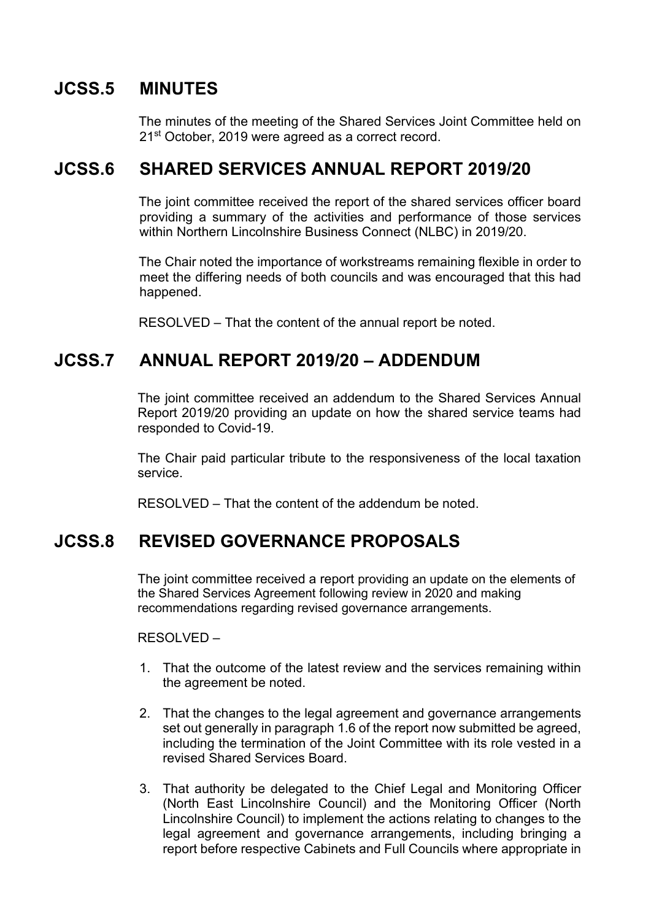## JCSS.5 MINUTES

The minutes of the meeting of the Shared Services Joint Committee held on 21st October, 2019 were agreed as a correct record.

## JCSS.6 SHARED SERVICES ANNUAL REPORT 2019/20

The joint committee received the report of the shared services officer board providing a summary of the activities and performance of those services within Northern Lincolnshire Business Connect (NLBC) in 2019/20.

The Chair noted the importance of workstreams remaining flexible in order to meet the differing needs of both councils and was encouraged that this had happened.

RESOLVED – That the content of the annual report be noted.

## JCSS.7 ANNUAL REPORT 2019/20 – ADDENDUM

The joint committee received an addendum to the Shared Services Annual Report 2019/20 providing an update on how the shared service teams had responded to Covid-19.

The Chair paid particular tribute to the responsiveness of the local taxation service.

RESOLVED – That the content of the addendum be noted.

## JCSS.8 REVISED GOVERNANCE PROPOSALS

The joint committee received a report providing an update on the elements of the Shared Services Agreement following review in 2020 and making recommendations regarding revised governance arrangements.

RESOLVED –

1. That the outcome of the latest review and the services remaining within the agreement be noted.

2. That the changes to the legal agreement and governance arrangements set out generally in paragraph 1.6 of the report now submitted be agreed, including the termination of the Joint Committee with its role vested in a revised Shared Services Board.

3. That authority be delegated to the Chief Legal and Monitoring Officer (North East Lincolnshire Council) and the Monitoring Officer (North Lincolnshire Council) to implement the actions relating to changes to the legal agreement and governance arrangements, including bringing a report before respective Cabinets and Full Councils where appropriate in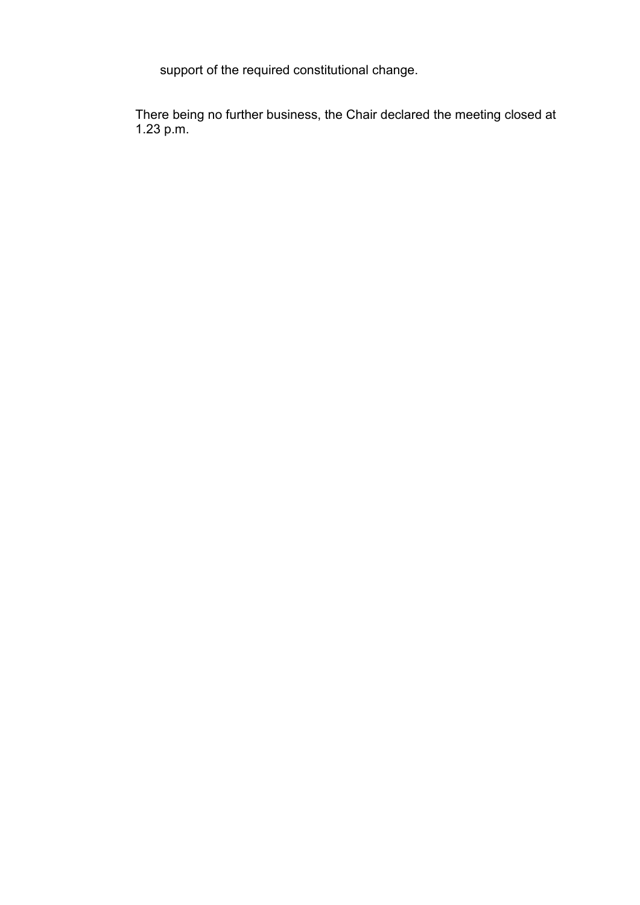support of the required constitutional change.

There being no further business, the Chair declared the meeting closed at 1.23 p.m.